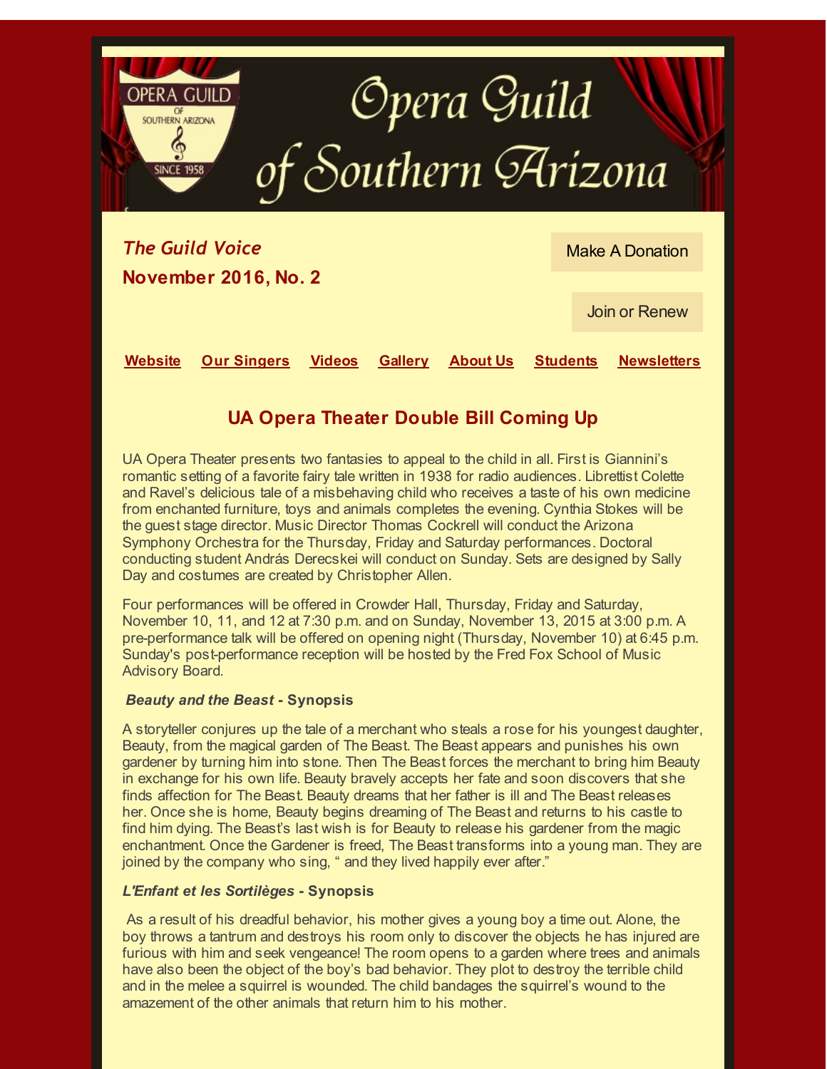# Opera Guild of Southern Arizona

***The Guild Voice***

**November 2016, No. 2**

Make A Donation

Join or Renew

**Website** **Our Singers** **Videos** **Gallery** **About Us** **Students** **Newsletters**

## UA Opera Theater Double Bill Coming Up

UA Opera Theater presents two fantasies to appeal to the child in all. First is Giannini's romantic setting of a favorite fairy tale written in 1938 for radio audiences. Librettist Colette and Ravel's delicious tale of a misbehaving child who receives a taste of his own medicine from enchanted furniture, toys and animals completes the evening. Cynthia Stokes will be the guest stage director. Music Director Thomas Cockrell will conduct the Arizona Symphony Orchestra for the Thursday, Friday and Saturday performances. Doctoral conducting student András Derecskei will conduct on Sunday. Sets are designed by Sally Day and costumes are created by Christopher Allen.

Four performances will be offered in Crowder Hall, Thursday, Friday and Saturday, November 10, 11, and 12 at 7:30 p.m. and on Sunday, November 13, 2015 at 3:00 p.m. A pre-performance talk will be offered on opening night (Thursday, November 10) at 6:45 p.m. Sunday's post-performance reception will be hosted by the Fred Fox School of Music Advisory Board.

***Beauty and the Beast*** **- Synopsis**

A storyteller conjures up the tale of a merchant who steals a rose for his youngest daughter, Beauty, from the magical garden of The Beast. The Beast appears and punishes his own gardener by turning him into stone. Then The Beast forces the merchant to bring him Beauty in exchange for his own life. Beauty bravely accepts her fate and soon discovers that she finds affection for The Beast. Beauty dreams that her father is ill and The Beast releases her. Once she is home, Beauty begins dreaming of The Beast and returns to his castle to find him dying. The Beast's last wish is for Beauty to release his gardener from the magic enchantment. Once the Gardener is freed, The Beast transforms into a young man. They are joined by the company who sing, " and they lived happily ever after."

***L'Enfant et les Sortilèges*** **- Synopsis**

As a result of his dreadful behavior, his mother gives a young boy a time out. Alone, the boy throws a tantrum and destroys his room only to discover the objects he has injured are furious with him and seek vengeance! The room opens to a garden where trees and animals have also been the object of the boy's bad behavior. They plot to destroy the terrible child and in the melee a squirrel is wounded. The child bandages the squirrel's wound to the amazement of the other animals that return him to his mother.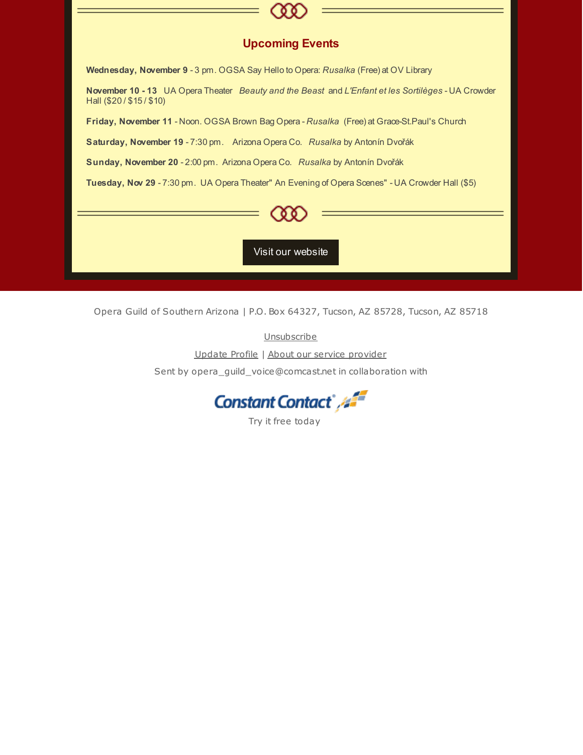## Upcoming Events

**Wednesday, November 9** - 3 pm. OGSA Say Hello to Opera: *Rusalka* (Free) at OV Library

**November 10 - 13** UA Opera Theater *Beauty and the Beast* and *L'Enfant et les Sortilèges* - UA Crowder Hall ($20 / $15 / $10)

**Friday, November 11** - Noon. OGSA Brown Bag Opera - *Rusalka* (Free) at Grace-St.Paul's Church

**Saturday, November 19** - 7:30 pm. Arizona Opera Co. *Rusalka* by Antonín Dvořák

**Sunday, November 20** - 2:00 pm. Arizona Opera Co. *Rusalka* by Antonín Dvořák

**Tuesday, Nov 29** - 7:30 pm. UA Opera Theater" An Evening of Opera Scenes" - UA Crowder Hall ($5)

Visit our website

Opera Guild of Southern Arizona | P.O. Box 64327, Tucson, AZ 85728, Tucson, AZ 85718

Unsubscribe

Update Profile | About our service provider

Sent by opera_guild_voice@comcast.net in collaboration with

Constant Contact

Try it free today